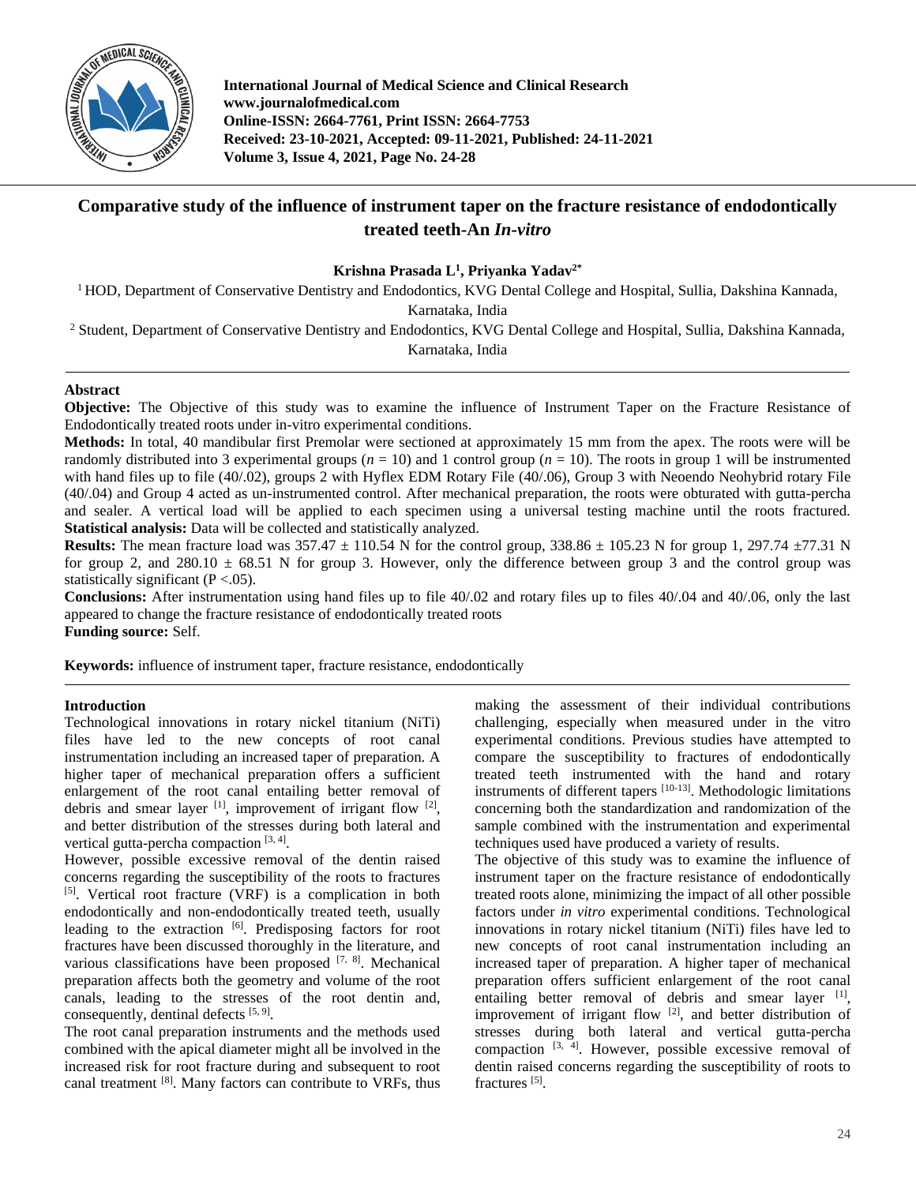**International Journal of Medical Science and Clinical Research**
**www.journalofmedical.com**
**Online-ISSN: 2664-7761, Print ISSN: 2664-7753**
**Received: 23-10-2021, Accepted: 09-11-2021, Published: 24-11-2021**
**Volume 3, Issue 4, 2021, Page No. 24-28**

# Comparative study of the influence of instrument taper on the fracture resistance of endodontically treated teeth-An *In-vitro*

**Krishna Prasada L[1], Priyanka Yadav[2*]**

[1] HOD, Department of Conservative Dentistry and Endodontics, KVG Dental College and Hospital, Sullia, Dakshina Kannada, Karnataka, India

[2] Student, Department of Conservative Dentistry and Endodontics, KVG Dental College and Hospital, Sullia, Dakshina Kannada, Karnataka, India

## Abstract

**Objective:** The Objective of this study was to examine the influence of Instrument Taper on the Fracture Resistance of Endodontically treated roots under in-vitro experimental conditions.

**Methods:** In total, 40 mandibular first Premolar were sectioned at approximately 15 mm from the apex. The roots were will be randomly distributed into 3 experimental groups ($n = 10$) and 1 control group ($n = 10$). The roots in group 1 will be instrumented with hand files up to file (40/.02), groups 2 with Hyflex EDM Rotary File (40/.06), Group 3 with Neoendo Neohybrid rotary File (40/.04) and Group 4 acted as un-instrumented control. After mechanical preparation, the roots were obturated with gutta-percha and sealer. A vertical load will be applied to each specimen using a universal testing machine until the roots fractured.

**Statistical analysis:** Data will be collected and statistically analyzed.

**Results:** The mean fracture load was 357.47 ± 110.54 N for the control group, 338.86 ± 105.23 N for group 1, 297.74 ±77.31 N for group 2, and 280.10 ± 68.51 N for group 3. However, only the difference between group 3 and the control group was statistically significant ($P < .05$).

**Conclusions:** After instrumentation using hand files up to file 40/.02 and rotary files up to files 40/.04 and 40/.06, only the last appeared to change the fracture resistance of endodontically treated roots

**Funding source:** Self.

**Keywords:** influence of instrument taper, fracture resistance, endodontically

## Introduction

Technological innovations in rotary nickel titanium (NiTi) files have led to the new concepts of root canal instrumentation including an increased taper of preparation. A higher taper of mechanical preparation offers a sufficient enlargement of the root canal entailing better removal of debris and smear layer [1], improvement of irrigant flow [2], and better distribution of the stresses during both lateral and vertical gutta-percha compaction [3, 4].

However, possible excessive removal of the dentin raised concerns regarding the susceptibility of the roots to fractures [5]. Vertical root fracture (VRF) is a complication in both endodontically and non-endodontically treated teeth, usually leading to the extraction [6]. Predisposing factors for root fractures have been discussed thoroughly in the literature, and various classifications have been proposed [7, 8]. Mechanical preparation affects both the geometry and volume of the root canals, leading to the stresses of the root dentin and, consequently, dentinal defects [5, 9].

The root canal preparation instruments and the methods used combined with the apical diameter might all be involved in the increased risk for root fracture during and subsequent to root canal treatment [8]. Many factors can contribute to VRFs, thus making the assessment of their individual contributions challenging, especially when measured under in the vitro experimental conditions. Previous studies have attempted to compare the susceptibility to fractures of endodontically treated teeth instrumented with the hand and rotary instruments of different tapers [10-13]. Methodologic limitations concerning both the standardization and randomization of the sample combined with the instrumentation and experimental techniques used have produced a variety of results.

The objective of this study was to examine the influence of instrument taper on the fracture resistance of endodontically treated roots alone, minimizing the impact of all other possible factors under *in vitro* experimental conditions. Technological innovations in rotary nickel titanium (NiTi) files have led to new concepts of root canal instrumentation including an increased taper of preparation. A higher taper of mechanical preparation offers sufficient enlargement of the root canal entailing better removal of debris and smear layer [1], improvement of irrigant flow [2], and better distribution of stresses during both lateral and vertical gutta-percha compaction [3, 4]. However, possible excessive removal of dentin raised concerns regarding the susceptibility of roots to fractures [5].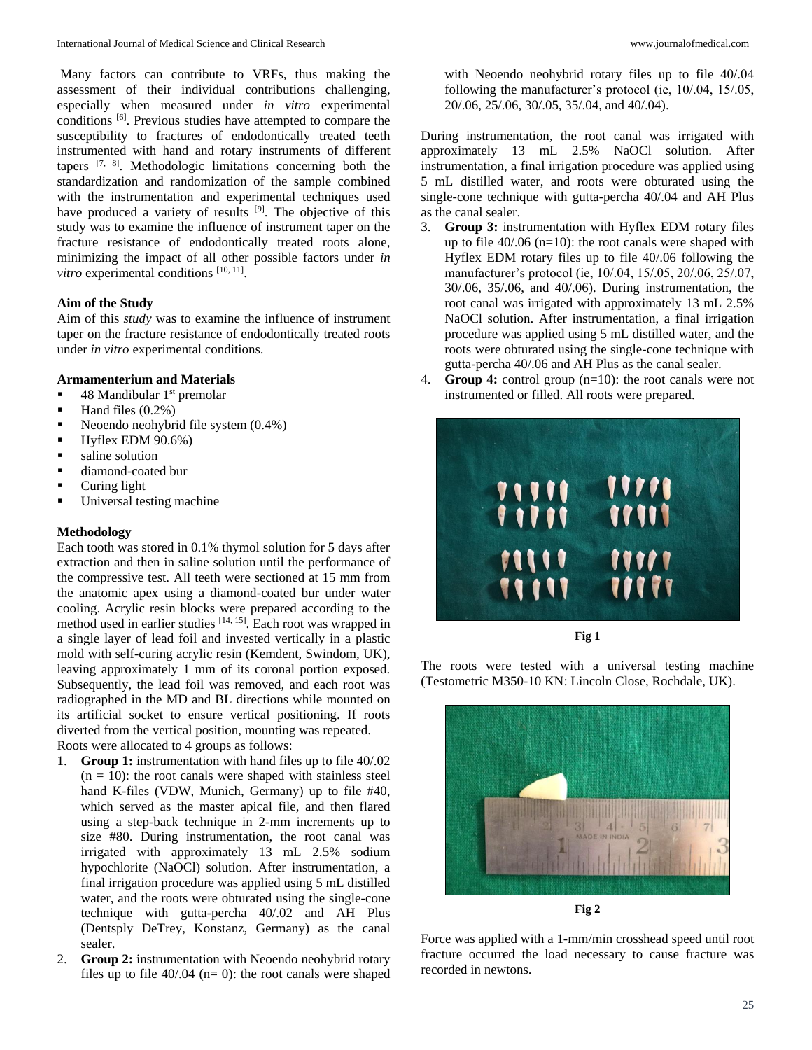Many factors can contribute to VRFs, thus making the assessment of their individual contributions challenging, especially when measured under *in vitro* experimental conditions [6]. Previous studies have attempted to compare the susceptibility to fractures of endodontically treated teeth instrumented with hand and rotary instruments of different tapers [7, 8]. Methodologic limitations concerning both the standardization and randomization of the sample combined with the instrumentation and experimental techniques used have produced a variety of results [9]. The objective of this study was to examine the influence of instrument taper on the fracture resistance of endodontically treated roots alone, minimizing the impact of all other possible factors under *in vitro* experimental conditions [10, 11].

**Aim of the Study**

Aim of this *study* was to examine the influence of instrument taper on the fracture resistance of endodontically treated roots under *in vitro* experimental conditions.

**Armamenterium and Materials**

- 48 Mandibular 1st premolar
- Hand files (0.2%)
- Neoendo neohybrid file system (0.4%)
- Hyflex EDM 90.6%)
- saline solution
- diamond-coated bur
- Curing light
- Universal testing machine

**Methodology**

Each tooth was stored in 0.1% thymol solution for 5 days after extraction and then in saline solution until the performance of the compressive test. All teeth were sectioned at 15 mm from the anatomic apex using a diamond-coated bur under water cooling. Acrylic resin blocks were prepared according to the method used in earlier studies [14, 15]. Each root was wrapped in a single layer of lead foil and invested vertically in a plastic mold with self-curing acrylic resin (Kemdent, Swindom, UK), leaving approximately 1 mm of its coronal portion exposed. Subsequently, the lead foil was removed, and each root was radiographed in the MD and BL directions while mounted on its artificial socket to ensure vertical positioning. If roots diverted from the vertical position, mounting was repeated.

Roots were allocated to 4 groups as follows:

1. **Group 1:** instrumentation with hand files up to file 40/.02 (n = 10): the root canals were shaped with stainless steel hand K-files (VDW, Munich, Germany) up to file #40, which served as the master apical file, and then flared using a step-back technique in 2-mm increments up to size #80. During instrumentation, the root canal was irrigated with approximately 13 mL 2.5% sodium hypochlorite (NaOCl) solution. After instrumentation, a final irrigation procedure was applied using 5 mL distilled water, and the roots were obturated using the single-cone technique with gutta-percha 40/.02 and AH Plus (Dentsply DeTrey, Konstanz, Germany) as the canal sealer.
2. **Group 2:** instrumentation with Neoendo neohybrid rotary files up to file 40/.04 (n= 0): the root canals were shaped with Neoendo neohybrid rotary files up to file 40/.04 following the manufacturer's protocol (ie, 10/.04, 15/.05, 20/.06, 25/.06, 30/.05, 35/.04, and 40/.04).

During instrumentation, the root canal was irrigated with approximately 13 mL 2.5% NaOCl solution. After instrumentation, a final irrigation procedure was applied using 5 mL distilled water, and roots were obturated using the single-cone technique with gutta-percha 40/.04 and AH Plus as the canal sealer.

3. **Group 3:** instrumentation with Hyflex EDM rotary files up to file 40/.06 (n=10): the root canals were shaped with Hyflex EDM rotary files up to file 40/.06 following the manufacturer's protocol (ie, 10/.04, 15/.05, 20/.06, 25/.07, 30/.06, 35/.06, and 40/.06). During instrumentation, the root canal was irrigated with approximately 13 mL 2.5% NaOCl solution. After instrumentation, a final irrigation procedure was applied using 5 mL distilled water, and the roots were obturated using the single-cone technique with gutta-percha 40/.06 and AH Plus as the canal sealer.
4. **Group 4:** control group (n=10): the root canals were not instrumented or filled. All roots were prepared.

**Fig 1**

The roots were tested with a universal testing machine (Testometric M350-10 KN: Lincoln Close, Rochdale, UK).

**Fig 2**

Force was applied with a 1-mm/min crosshead speed until root fracture occurred the load necessary to cause fracture was recorded in newtons.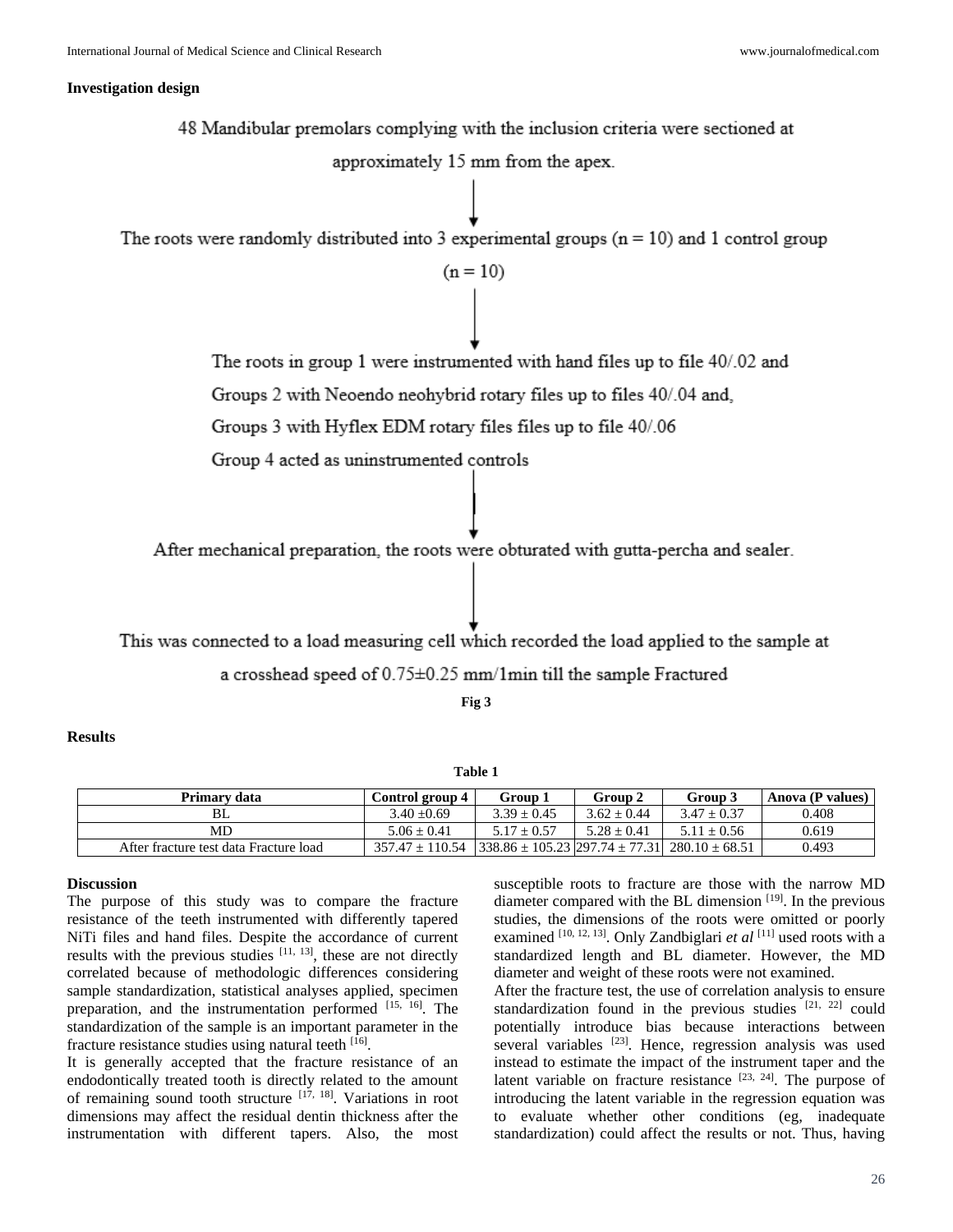**Investigation design**

48 Mandibular premolars complying with the inclusion criteria were sectioned at approximately 15 mm from the apex.

↓

The roots were randomly distributed into 3 experimental groups (n = 10) and 1 control group (n = 10)

↓

The roots in group 1 were instrumented with hand files up to file 40/.02 and

Groups 2 with Neoendo neohybrid rotary files up to files 40/.04 and,

Groups 3 with Hyflex EDM rotary files files up to file 40/.06

Group 4 acted as uninstrumented controls

↓

After mechanical preparation, the roots were obturated with gutta-percha and sealer.

↓

This was connected to a load measuring cell which recorded the load applied to the sample at a crosshead speed of 0.75±0.25 mm/1min till the sample Fractured

**Fig 3**

## Results

**Table 1**

| Primary data | Control group 4 | Group 1 | Group 2 | Group 3 | Anova (P values) |
|---|---|---|---|---|---|
| BL | 3.40 ±0.69 | 3.39 ± 0.45 | 3.62 ± 0.44 | 3.47 ± 0.37 | 0.408 |
| MD | 5.06 ± 0.41 | 5.17 ± 0.57 | 5.28 ± 0.41 | 5.11 ± 0.56 | 0.619 |
| After fracture test data Fracture load | 357.47 ± 110.54 | 338.86 ± 105.23 | 297.74 ± 77.31 | 280.10 ± 68.51 | 0.493 |

## Discussion

The purpose of this study was to compare the fracture resistance of the teeth instrumented with differently tapered NiTi files and hand files. Despite the accordance of current results with the previous studies [11, 13], these are not directly correlated because of methodologic differences considering sample standardization, statistical analyses applied, specimen preparation, and the instrumentation performed [15, 16]. The standardization of the sample is an important parameter in the fracture resistance studies using natural teeth [16].

It is generally accepted that the fracture resistance of an endodontically treated tooth is directly related to the amount of remaining sound tooth structure [17, 18]. Variations in root dimensions may affect the residual dentin thickness after the instrumentation with different tapers. Also, the most susceptible roots to fracture are those with the narrow MD diameter compared with the BL dimension [19]. In the previous studies, the dimensions of the roots were omitted or poorly examined [10, 12, 13]. Only Zandbiglari *et al* [11] used roots with a standardized length and BL diameter. However, the MD diameter and weight of these roots were not examined.

After the fracture test, the use of correlation analysis to ensure standardization found in the previous studies [21, 22] could potentially introduce bias because interactions between several variables [23]. Hence, regression analysis was used instead to estimate the impact of the instrument taper and the latent variable on fracture resistance [23, 24]. The purpose of introducing the latent variable in the regression equation was to evaluate whether other conditions (eg, inadequate standardization) could affect the results or not. Thus, having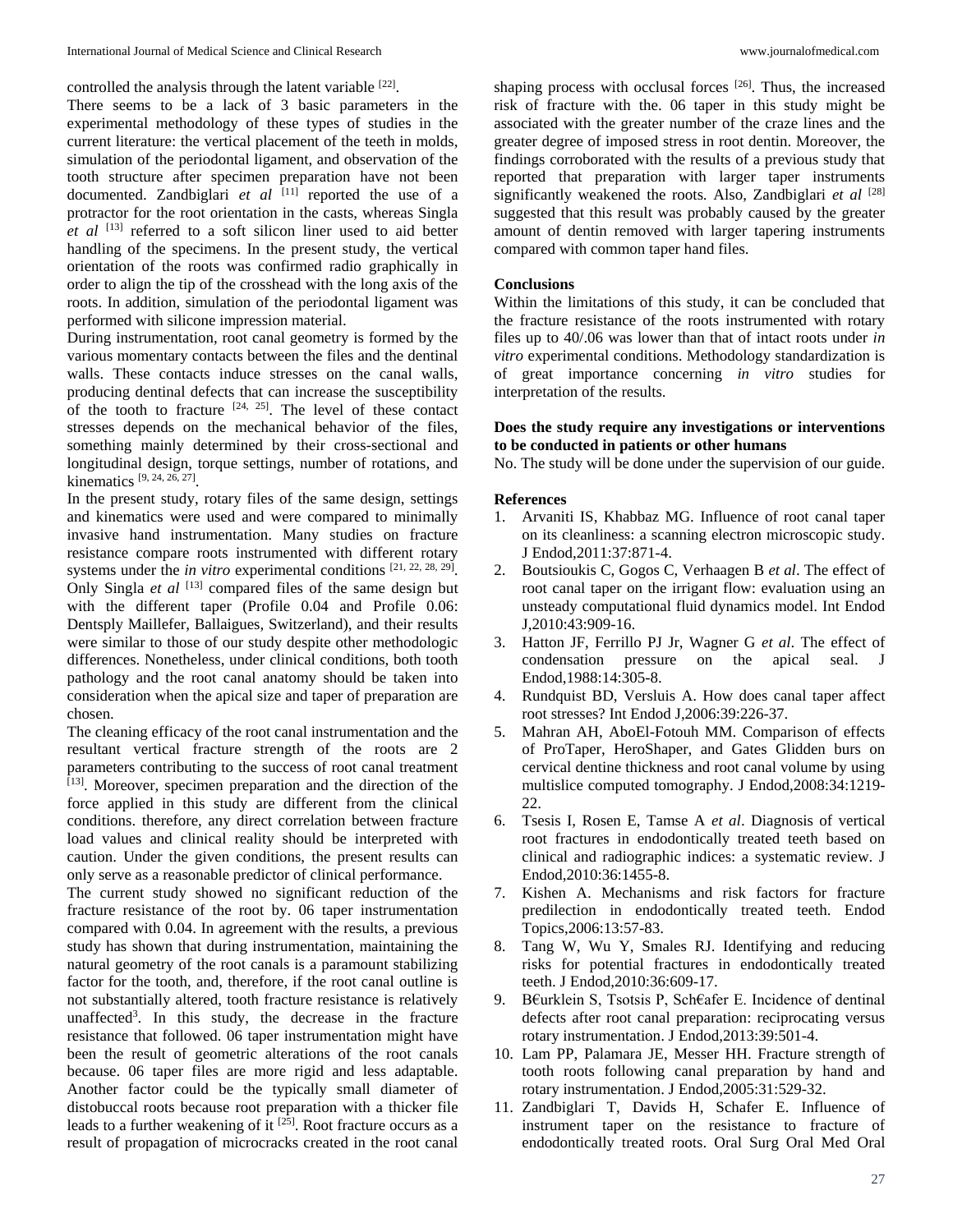controlled the analysis through the latent variable [22].

There seems to be a lack of 3 basic parameters in the experimental methodology of these types of studies in the current literature: the vertical placement of the teeth in molds, simulation of the periodontal ligament, and observation of the tooth structure after specimen preparation have not been documented. Zandbiglari *et al* [11] reported the use of a protractor for the root orientation in the casts, whereas Singla *et al* [13] referred to a soft silicon liner used to aid better handling of the specimens. In the present study, the vertical orientation of the roots was confirmed radio graphically in order to align the tip of the crosshead with the long axis of the roots. In addition, simulation of the periodontal ligament was performed with silicone impression material.

During instrumentation, root canal geometry is formed by the various momentary contacts between the files and the dentinal walls. These contacts induce stresses on the canal walls, producing dentinal defects that can increase the susceptibility of the tooth to fracture [24, 25]. The level of these contact stresses depends on the mechanical behavior of the files, something mainly determined by their cross-sectional and longitudinal design, torque settings, number of rotations, and kinematics [9, 24, 26, 27].

In the present study, rotary files of the same design, settings and kinematics were used and were compared to minimally invasive hand instrumentation. Many studies on fracture resistance compare roots instrumented with different rotary systems under the *in vitro* experimental conditions [21, 22, 28, 29]. Only Singla *et al* [13] compared files of the same design but with the different taper (Profile 0.04 and Profile 0.06: Dentsply Maillefer, Ballaigues, Switzerland), and their results were similar to those of our study despite other methodologic differences. Nonetheless, under clinical conditions, both tooth pathology and the root canal anatomy should be taken into consideration when the apical size and taper of preparation are chosen.

The cleaning efficacy of the root canal instrumentation and the resultant vertical fracture strength of the roots are 2 parameters contributing to the success of root canal treatment [13]. Moreover, specimen preparation and the direction of the force applied in this study are different from the clinical conditions. therefore, any direct correlation between fracture load values and clinical reality should be interpreted with caution. Under the given conditions, the present results can only serve as a reasonable predictor of clinical performance.

The current study showed no significant reduction of the fracture resistance of the root by. 06 taper instrumentation compared with 0.04. In agreement with the results, a previous study has shown that during instrumentation, maintaining the natural geometry of the root canals is a paramount stabilizing factor for the tooth, and, therefore, if the root canal outline is not substantially altered, tooth fracture resistance is relatively unaffected[3]. In this study, the decrease in the fracture resistance that followed. 06 taper instrumentation might have been the result of geometric alterations of the root canals because. 06 taper files are more rigid and less adaptable. Another factor could be the typically small diameter of distobuccal roots because root preparation with a thicker file leads to a further weakening of it [25]. Root fracture occurs as a result of propagation of microcracks created in the root canal shaping process with occlusal forces [26]. Thus, the increased risk of fracture with the. 06 taper in this study might be associated with the greater number of the craze lines and the greater degree of imposed stress in root dentin. Moreover, the findings corroborated with the results of a previous study that reported that preparation with larger taper instruments significantly weakened the roots. Also, Zandbiglari *et al* [28] suggested that this result was probably caused by the greater amount of dentin removed with larger tapering instruments compared with common taper hand files.

**Conclusions**

Within the limitations of this study, it can be concluded that the fracture resistance of the roots instrumented with rotary files up to 40/.06 was lower than that of intact roots under *in vitro* experimental conditions. Methodology standardization is of great importance concerning *in vitro* studies for interpretation of the results.

**Does the study require any investigations or interventions to be conducted in patients or other humans**

No. The study will be done under the supervision of our guide.

**References**

1. Arvaniti IS, Khabbaz MG. Influence of root canal taper on its cleanliness: a scanning electron microscopic study. J Endod,2011:37:871-4.
2. Boutsioukis C, Gogos C, Verhaagen B *et al*. The effect of root canal taper on the irrigant flow: evaluation using an unsteady computational fluid dynamics model. Int Endod J,2010:43:909-16.
3. Hatton JF, Ferrillo PJ Jr, Wagner G *et al*. The effect of condensation pressure on the apical seal. J Endod,1988:14:305-8.
4. Rundquist BD, Versluis A. How does canal taper affect root stresses? Int Endod J,2006:39:226-37.
5. Mahran AH, AboEl-Fotouh MM. Comparison of effects of ProTaper, HeroShaper, and Gates Glidden burs on cervical dentine thickness and root canal volume by using multislice computed tomography. J Endod,2008:34:1219-22.
6. Tsesis I, Rosen E, Tamse A *et al*. Diagnosis of vertical root fractures in endodontically treated teeth based on clinical and radiographic indices: a systematic review. J Endod,2010:36:1455-8.
7. Kishen A. Mechanisms and risk factors for fracture predilection in endodontically treated teeth. Endod Topics,2006:13:57-83.
8. Tang W, Wu Y, Smales RJ. Identifying and reducing risks for potential fractures in endodontically treated teeth. J Endod,2010:36:609-17.
9. B€urklein S, Tsotsis P, Sch€afer E. Incidence of dentinal defects after root canal preparation: reciprocating versus rotary instrumentation. J Endod,2013:39:501-4.
10. Lam PP, Palamara JE, Messer HH. Fracture strength of tooth roots following canal preparation by hand and rotary instrumentation. J Endod,2005:31:529-32.
11. Zandbiglari T, Davids H, Schafer E. Influence of instrument taper on the resistance to fracture of endodontically treated roots. Oral Surg Oral Med Oral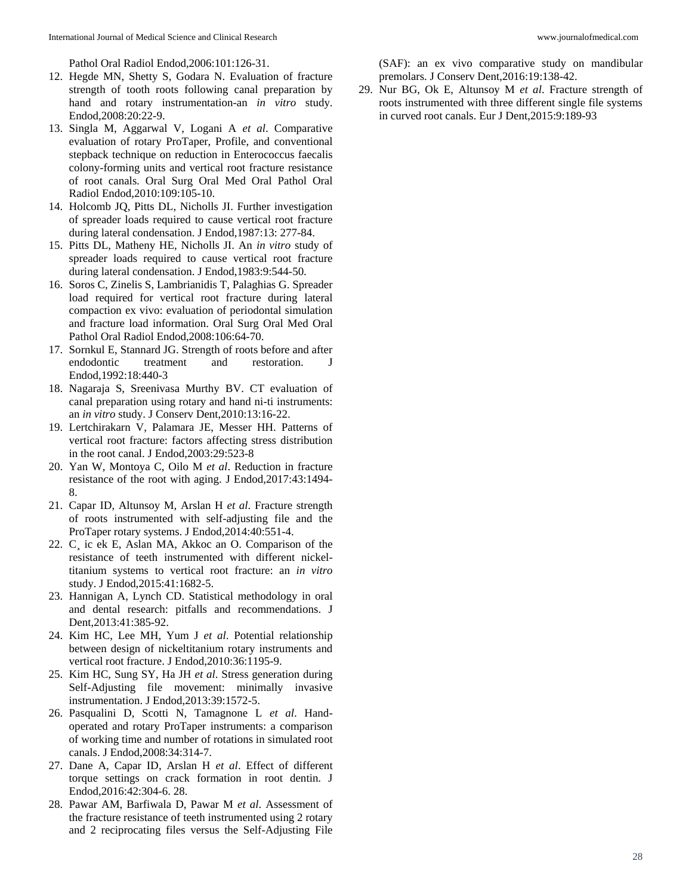Pathol Oral Radiol Endod,2006:101:126-31.

12. Hegde MN, Shetty S, Godara N. Evaluation of fracture strength of tooth roots following canal preparation by hand and rotary instrumentation-an *in vitro* study. Endod,2008:20:22-9.
13. Singla M, Aggarwal V, Logani A *et al*. Comparative evaluation of rotary ProTaper, Profile, and conventional stepback technique on reduction in Enterococcus faecalis colony-forming units and vertical root fracture resistance of root canals. Oral Surg Oral Med Oral Pathol Oral Radiol Endod,2010:109:105-10.
14. Holcomb JQ, Pitts DL, Nicholls JI. Further investigation of spreader loads required to cause vertical root fracture during lateral condensation. J Endod,1987:13: 277-84.
15. Pitts DL, Matheny HE, Nicholls JI. An *in vitro* study of spreader loads required to cause vertical root fracture during lateral condensation. J Endod,1983:9:544-50.
16. Soros C, Zinelis S, Lambrianidis T, Palaghias G. Spreader load required for vertical root fracture during lateral compaction ex vivo: evaluation of periodontal simulation and fracture load information. Oral Surg Oral Med Oral Pathol Oral Radiol Endod,2008:106:64-70.
17. Sornkul E, Stannard JG. Strength of roots before and after endodontic treatment and restoration. J Endod,1992:18:440-3
18. Nagaraja S, Sreenivasa Murthy BV. CT evaluation of canal preparation using rotary and hand ni-ti instruments: an *in vitro* study. J Conserv Dent,2010:13:16-22.
19. Lertchirakarn V, Palamara JE, Messer HH. Patterns of vertical root fracture: factors affecting stress distribution in the root canal. J Endod,2003:29:523-8
20. Yan W, Montoya C, Oilo M *et al*. Reduction in fracture resistance of the root with aging. J Endod,2017:43:1494-8.
21. Capar ID, Altunsoy M, Arslan H *et al*. Fracture strength of roots instrumented with self-adjusting file and the ProTaper rotary systems. J Endod,2014:40:551-4.
22. C¸ ic ek E, Aslan MA, Akkoc an O. Comparison of the resistance of teeth instrumented with different nickel-titanium systems to vertical root fracture: an *in vitro* study. J Endod,2015:41:1682-5.
23. Hannigan A, Lynch CD. Statistical methodology in oral and dental research: pitfalls and recommendations. J Dent,2013:41:385-92.
24. Kim HC, Lee MH, Yum J *et al*. Potential relationship between design of nickeltitanium rotary instruments and vertical root fracture. J Endod,2010:36:1195-9.
25. Kim HC, Sung SY, Ha JH *et al*. Stress generation during Self-Adjusting file movement: minimally invasive instrumentation. J Endod,2013:39:1572-5.
26. Pasqualini D, Scotti N, Tamagnone L *et al*. Hand-operated and rotary ProTaper instruments: a comparison of working time and number of rotations in simulated root canals. J Endod,2008:34:314-7.
27. Dane A, Capar ID, Arslan H *et al*. Effect of different torque settings on crack formation in root dentin. J Endod,2016:42:304-6. 28.
28. Pawar AM, Barfiwala D, Pawar M *et al*. Assessment of the fracture resistance of teeth instrumented using 2 rotary and 2 reciprocating files versus the Self-Adjusting File (SAF): an ex vivo comparative study on mandibular premolars. J Conserv Dent,2016:19:138-42.
29. Nur BG, Ok E, Altunsoy M *et al*. Fracture strength of roots instrumented with three different single file systems in curved root canals. Eur J Dent,2015:9:189-93